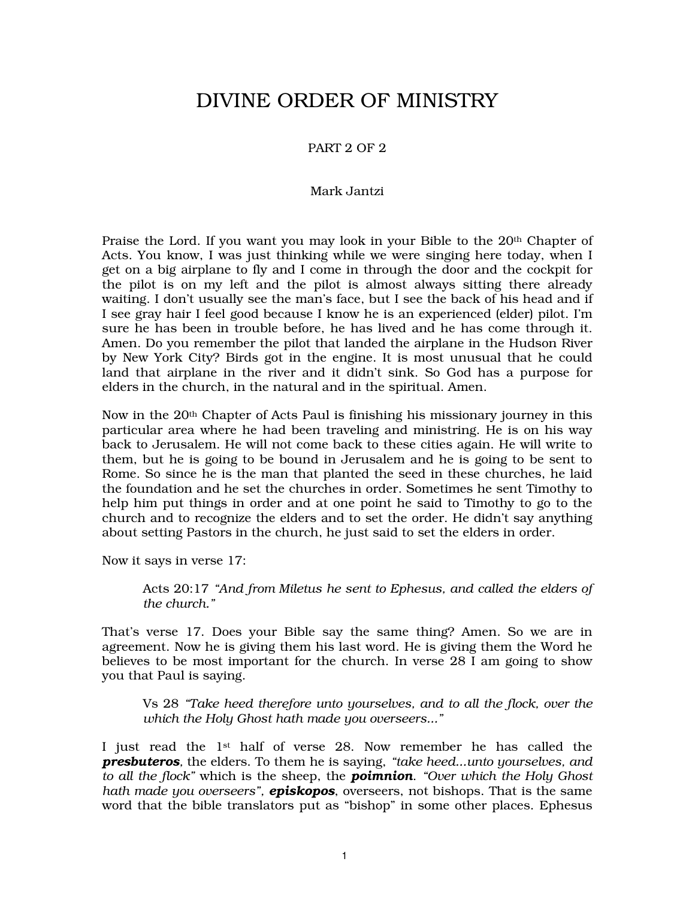# DIVINE ORDER OF MINISTRY

PART 2 OF 2

Mark Jantzi

Praise the Lord. If you want you may look in your Bible to the 20th Chapter of Acts. You know, I was just thinking while we were singing here today, when I get on a big airplane to fly and I come in through the door and the cockpit for the pilot is on my left and the pilot is almost always sitting there already waiting. I don't usually see the man's face, but I see the back of his head and if I see gray hair I feel good because I know he is an experienced (elder) pilot. I'm sure he has been in trouble before, he has lived and he has come through it. Amen. Do you remember the pilot that landed the airplane in the Hudson River by New York City? Birds got in the engine. It is most unusual that he could land that airplane in the river and it didn't sink. So God has a purpose for elders in the church, in the natural and in the spiritual. Amen.

Now in the 20th Chapter of Acts Paul is finishing his missionary journey in this particular area where he had been traveling and ministring. He is on his way back to Jerusalem. He will not come back to these cities again. He will write to them, but he is going to be bound in Jerusalem and he is going to be sent to Rome. So since he is the man that planted the seed in these churches, he laid the foundation and he set the churches in order. Sometimes he sent Timothy to help him put things in order and at one point he said to Timothy to go to the church and to recognize the elders and to set the order. He didn't say anything about setting Pastors in the church, he just said to set the elders in order.

Now it says in verse 17:

> Acts 20:17 *"And from Miletus he sent to Ephesus, and called the elders of the church."*

That's verse 17. Does your Bible say the same thing? Amen. So we are in agreement. Now he is giving them his last word. He is giving them the Word he believes to be most important for the church. In verse 28 I am going to show you that Paul is saying.

> Vs 28 *"Take heed therefore unto yourselves, and to all the flock, over the which the Holy Ghost hath made you overseers..."*

I just read the 1st half of verse 28. Now remember he has called the ***presbuteros***, the elders. To them he is saying, *"take heed...unto yourselves, and to all the flock"* which is the sheep, the ***poimnion***. *"Over which the Holy Ghost hath made you overseers"*, ***episkopos***, overseers, not bishops. That is the same word that the bible translators put as "bishop" in some other places. Ephesus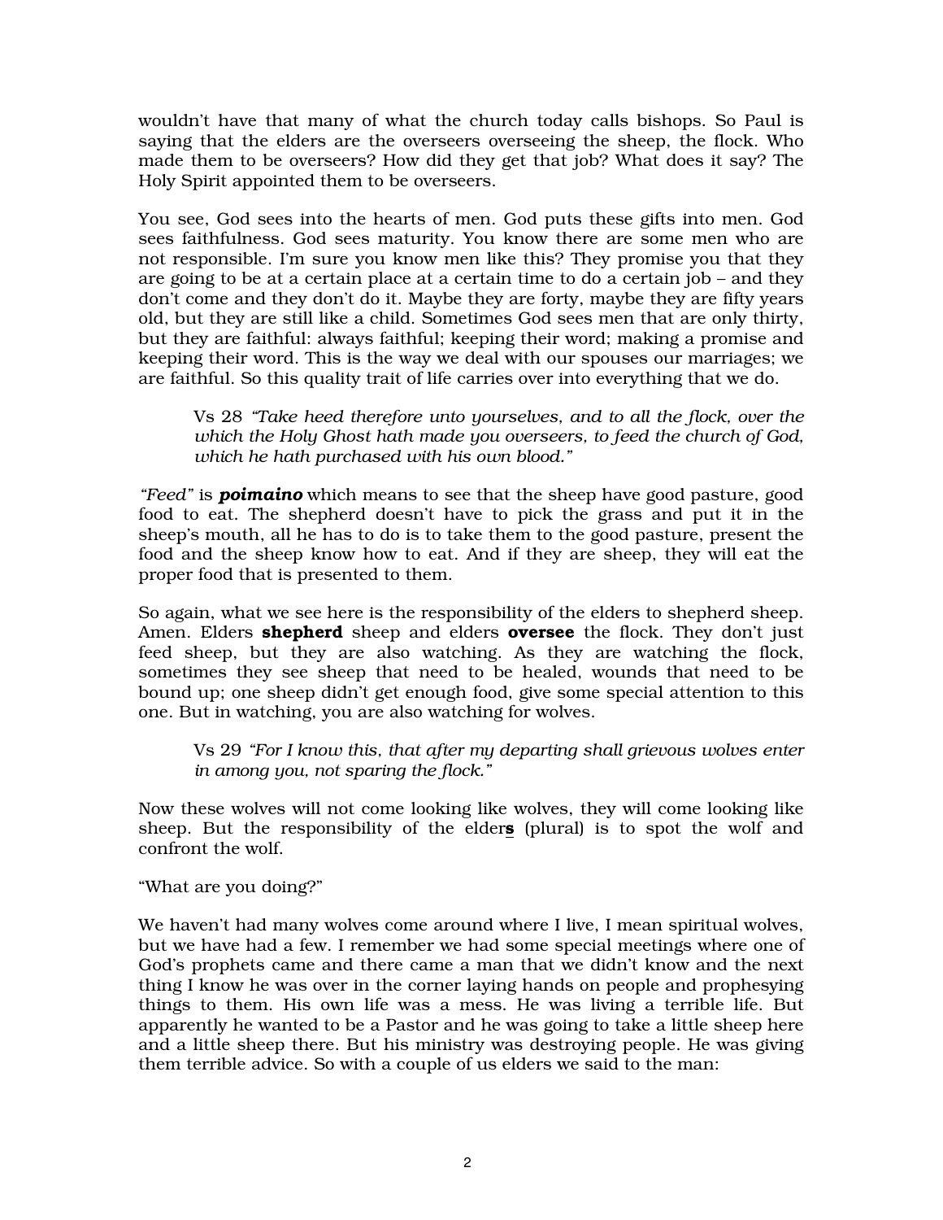wouldn't have that many of what the church today calls bishops. So Paul is saying that the elders are the overseers overseeing the sheep, the flock. Who made them to be overseers? How did they get that job? What does it say? The Holy Spirit appointed them to be overseers.

You see, God sees into the hearts of men. God puts these gifts into men. God sees faithfulness. God sees maturity. You know there are some men who are not responsible. I'm sure you know men like this? They promise you that they are going to be at a certain place at a certain time to do a certain job – and they don't come and they don't do it. Maybe they are forty, maybe they are fifty years old, but they are still like a child. Sometimes God sees men that are only thirty, but they are faithful: always faithful; keeping their word; making a promise and keeping their word. This is the way we deal with our spouses our marriages; we are faithful. So this quality trait of life carries over into everything that we do.

> Vs 28 *"Take heed therefore unto yourselves, and to all the flock, over the which the Holy Ghost hath made you overseers, to feed the church of God, which he hath purchased with his own blood."*

*"Feed"* is ***poimaino*** which means to see that the sheep have good pasture, good food to eat. The shepherd doesn't have to pick the grass and put it in the sheep's mouth, all he has to do is to take them to the good pasture, present the food and the sheep know how to eat. And if they are sheep, they will eat the proper food that is presented to them.

So again, what we see here is the responsibility of the elders to shepherd sheep. Amen. Elders **shepherd** sheep and elders **oversee** the flock. They don't just feed sheep, but they are also watching. As they are watching the flock, sometimes they see sheep that need to be healed, wounds that need to be bound up; one sheep didn't get enough food, give some special attention to this one. But in watching, you are also watching for wolves.

> Vs 29 *"For I know this, that after my departing shall grievous wolves enter in among you, not sparing the flock."*

Now these wolves will not come looking like wolves, they will come looking like sheep. But the responsibility of the elder**s** (plural) is to spot the wolf and confront the wolf.

"What are you doing?"

We haven't had many wolves come around where I live, I mean spiritual wolves, but we have had a few. I remember we had some special meetings where one of God's prophets came and there came a man that we didn't know and the next thing I know he was over in the corner laying hands on people and prophesying things to them. His own life was a mess. He was living a terrible life. But apparently he wanted to be a Pastor and he was going to take a little sheep here and a little sheep there. But his ministry was destroying people. He was giving them terrible advice. So with a couple of us elders we said to the man: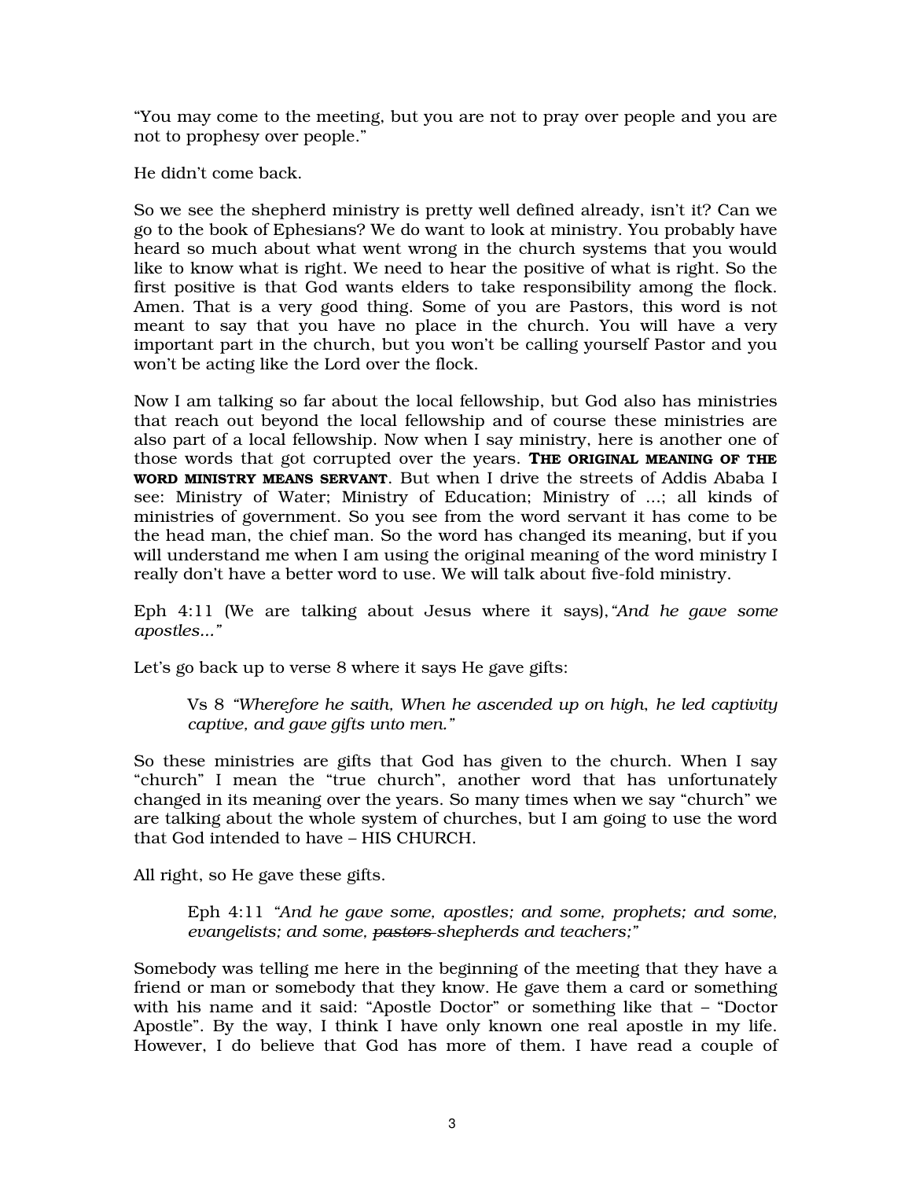"You may come to the meeting, but you are not to pray over people and you are not to prophesy over people."

He didn't come back.

So we see the shepherd ministry is pretty well defined already, isn't it? Can we go to the book of Ephesians? We do want to look at ministry. You probably have heard so much about what went wrong in the church systems that you would like to know what is right. We need to hear the positive of what is right. So the first positive is that God wants elders to take responsibility among the flock. Amen. That is a very good thing. Some of you are Pastors, this word is not meant to say that you have no place in the church. You will have a very important part in the church, but you won't be calling yourself Pastor and you won't be acting like the Lord over the flock.

Now I am talking so far about the local fellowship, but God also has ministries that reach out beyond the local fellowship and of course these ministries are also part of a local fellowship. Now when I say ministry, here is another one of those words that got corrupted over the years. **THE ORIGINAL MEANING OF THE WORD MINISTRY MEANS SERVANT**. But when I drive the streets of Addis Ababa I see: Ministry of Water; Ministry of Education; Ministry of …; all kinds of ministries of government. So you see from the word servant it has come to be the head man, the chief man. So the word has changed its meaning, but if you will understand me when I am using the original meaning of the word ministry I really don't have a better word to use. We will talk about five-fold ministry.

Eph 4:11 (We are talking about Jesus where it says), *"And he gave some apostles…"*

Let's go back up to verse 8 where it says He gave gifts:

> Vs 8 *"Wherefore he saith, When he ascended up on high, he led captivity captive, and gave gifts unto men."*

So these ministries are gifts that God has given to the church. When I say "church" I mean the "true church", another word that has unfortunately changed in its meaning over the years. So many times when we say "church" we are talking about the whole system of churches, but I am going to use the word that God intended to have – HIS CHURCH.

All right, so He gave these gifts.

> Eph 4:11 *"And he gave some, apostles; and some, prophets; and some, evangelists; and some, ~~pastors~~ shepherds and teachers;"*

Somebody was telling me here in the beginning of the meeting that they have a friend or man or somebody that they know. He gave them a card or something with his name and it said: "Apostle Doctor" or something like that – "Doctor Apostle". By the way, I think I have only known one real apostle in my life. However, I do believe that God has more of them. I have read a couple of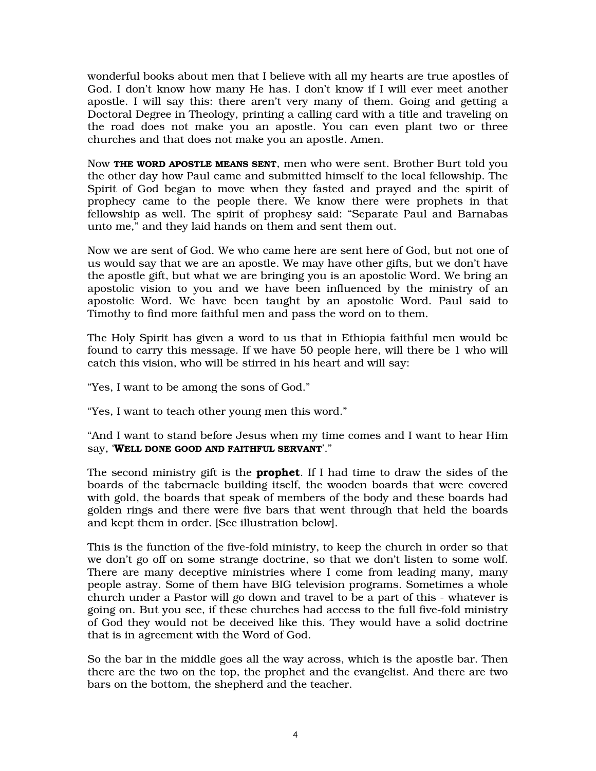wonderful books about men that I believe with all my hearts are true apostles of God. I don't know how many He has. I don't know if I will ever meet another apostle. I will say this: there aren't very many of them. Going and getting a Doctoral Degree in Theology, printing a calling card with a title and traveling on the road does not make you an apostle. You can even plant two or three churches and that does not make you an apostle. Amen.

Now **THE WORD APOSTLE MEANS SENT**, men who were sent. Brother Burt told you the other day how Paul came and submitted himself to the local fellowship. The Spirit of God began to move when they fasted and prayed and the spirit of prophecy came to the people there. We know there were prophets in that fellowship as well. The spirit of prophesy said: "Separate Paul and Barnabas unto me," and they laid hands on them and sent them out.

Now we are sent of God. We who came here are sent here of God, but not one of us would say that we are an apostle. We may have other gifts, but we don't have the apostle gift, but what we are bringing you is an apostolic Word. We bring an apostolic vision to you and we have been influenced by the ministry of an apostolic Word. We have been taught by an apostolic Word. Paul said to Timothy to find more faithful men and pass the word on to them.

The Holy Spirit has given a word to us that in Ethiopia faithful men would be found to carry this message. If we have 50 people here, will there be 1 who will catch this vision, who will be stirred in his heart and will say:

"Yes, I want to be among the sons of God."

"Yes, I want to teach other young men this word."

"And I want to stand before Jesus when my time comes and I want to hear Him say, '**WELL DONE GOOD AND FAITHFUL SERVANT**'."

The second ministry gift is the **prophet**. If I had time to draw the sides of the boards of the tabernacle building itself, the wooden boards that were covered with gold, the boards that speak of members of the body and these boards had golden rings and there were five bars that went through that held the boards and kept them in order. [See illustration below].

This is the function of the five-fold ministry, to keep the church in order so that we don't go off on some strange doctrine, so that we don't listen to some wolf. There are many deceptive ministries where I come from leading many, many people astray. Some of them have BIG television programs. Sometimes a whole church under a Pastor will go down and travel to be a part of this - whatever is going on. But you see, if these churches had access to the full five-fold ministry of God they would not be deceived like this. They would have a solid doctrine that is in agreement with the Word of God.

So the bar in the middle goes all the way across, which is the apostle bar. Then there are the two on the top, the prophet and the evangelist. And there are two bars on the bottom, the shepherd and the teacher.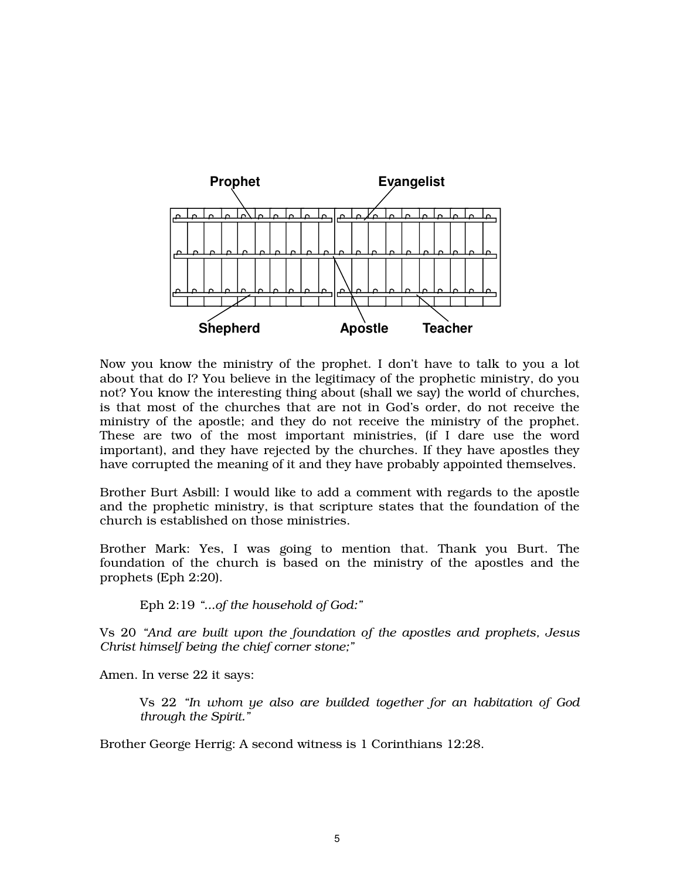Prophet    Evangelist

Shepherd    Apostle    Teacher

Now you know the ministry of the prophet. I don't have to talk to you a lot about that do I? You believe in the legitimacy of the prophetic ministry, do you not? You know the interesting thing about (shall we say) the world of churches, is that most of the churches that are not in God's order, do not receive the ministry of the apostle; and they do not receive the ministry of the prophet. These are two of the most important ministries, (if I dare use the word important), and they have rejected by the churches. If they have apostles they have corrupted the meaning of it and they have probably appointed themselves.

Brother Burt Asbill: I would like to add a comment with regards to the apostle and the prophetic ministry, is that scripture states that the foundation of the church is established on those ministries.

Brother Mark: Yes, I was going to mention that. Thank you Burt. The foundation of the church is based on the ministry of the apostles and the prophets (Eph 2:20).

> Eph 2:19 *"...of the household of God:"*

Vs 20 *"And are built upon the foundation of the apostles and prophets, Jesus Christ himself being the chief corner stone;"*

Amen. In verse 22 it says:

> Vs 22 *"In whom ye also are builded together for an habitation of God through the Spirit."*

Brother George Herrig: A second witness is 1 Corinthians 12:28.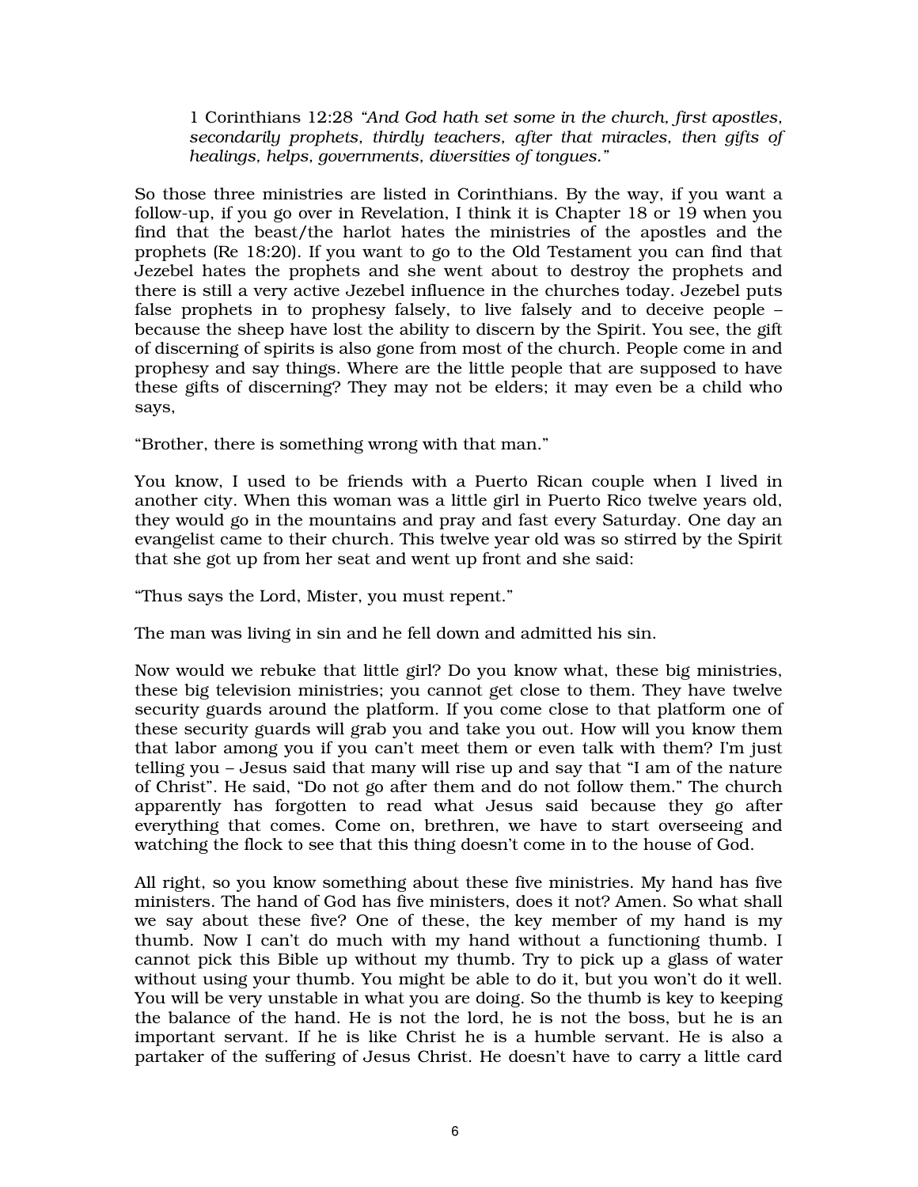> 1 Corinthians 12:28 *"And God hath set some in the church, first apostles, secondarily prophets, thirdly teachers, after that miracles, then gifts of healings, helps, governments, diversities of tongues."*

So those three ministries are listed in Corinthians. By the way, if you want a follow-up, if you go over in Revelation, I think it is Chapter 18 or 19 when you find that the beast/the harlot hates the ministries of the apostles and the prophets (Re 18:20). If you want to go to the Old Testament you can find that Jezebel hates the prophets and she went about to destroy the prophets and there is still a very active Jezebel influence in the churches today. Jezebel puts false prophets in to prophesy falsely, to live falsely and to deceive people – because the sheep have lost the ability to discern by the Spirit. You see, the gift of discerning of spirits is also gone from most of the church. People come in and prophesy and say things. Where are the little people that are supposed to have these gifts of discerning? They may not be elders; it may even be a child who says,

"Brother, there is something wrong with that man."

You know, I used to be friends with a Puerto Rican couple when I lived in another city. When this woman was a little girl in Puerto Rico twelve years old, they would go in the mountains and pray and fast every Saturday. One day an evangelist came to their church. This twelve year old was so stirred by the Spirit that she got up from her seat and went up front and she said:

"Thus says the Lord, Mister, you must repent."

The man was living in sin and he fell down and admitted his sin.

Now would we rebuke that little girl? Do you know what, these big ministries, these big television ministries; you cannot get close to them. They have twelve security guards around the platform. If you come close to that platform one of these security guards will grab you and take you out. How will you know them that labor among you if you can't meet them or even talk with them? I'm just telling you – Jesus said that many will rise up and say that "I am of the nature of Christ". He said, "Do not go after them and do not follow them." The church apparently has forgotten to read what Jesus said because they go after everything that comes. Come on, brethren, we have to start overseeing and watching the flock to see that this thing doesn't come in to the house of God.

All right, so you know something about these five ministries. My hand has five ministers. The hand of God has five ministers, does it not? Amen. So what shall we say about these five? One of these, the key member of my hand is my thumb. Now I can't do much with my hand without a functioning thumb. I cannot pick this Bible up without my thumb. Try to pick up a glass of water without using your thumb. You might be able to do it, but you won't do it well. You will be very unstable in what you are doing. So the thumb is key to keeping the balance of the hand. He is not the lord, he is not the boss, but he is an important servant. If he is like Christ he is a humble servant. He is also a partaker of the suffering of Jesus Christ. He doesn't have to carry a little card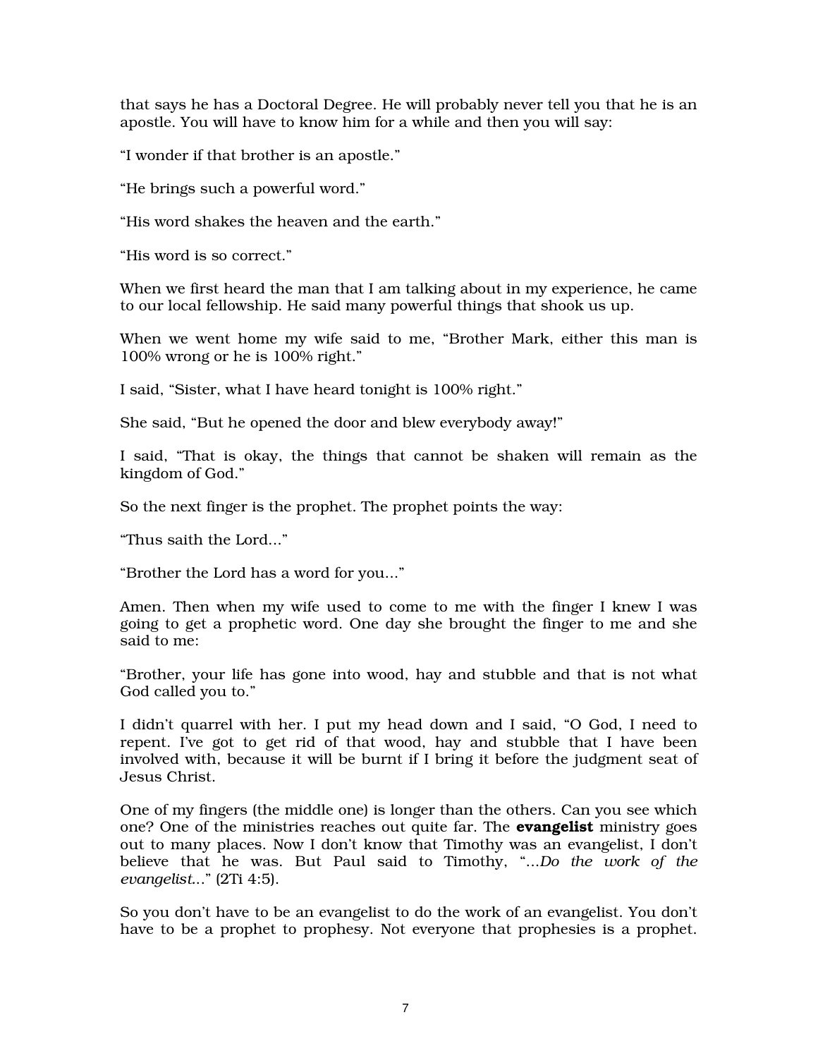that says he has a Doctoral Degree. He will probably never tell you that he is an apostle. You will have to know him for a while and then you will say:

“I wonder if that brother is an apostle.”

“He brings such a powerful word.”

“His word shakes the heaven and the earth.”

“His word is so correct.”

When we first heard the man that I am talking about in my experience, he came to our local fellowship. He said many powerful things that shook us up.

When we went home my wife said to me, “Brother Mark, either this man is 100% wrong or he is 100% right.”

I said, “Sister, what I have heard tonight is 100% right.”

She said, “But he opened the door and blew everybody away!”

I said, “That is okay, the things that cannot be shaken will remain as the kingdom of God.”

So the next finger is the prophet. The prophet points the way:

“Thus saith the Lord…”

“Brother the Lord has a word for you…”

Amen. Then when my wife used to come to me with the finger I knew I was going to get a prophetic word. One day she brought the finger to me and she said to me:

“Brother, your life has gone into wood, hay and stubble and that is not what God called you to.”

I didn’t quarrel with her. I put my head down and I said, “O God, I need to repent. I’ve got to get rid of that wood, hay and stubble that I have been involved with, because it will be burnt if I bring it before the judgment seat of Jesus Christ.

One of my fingers (the middle one) is longer than the others. Can you see which one? One of the ministries reaches out quite far. The **evangelist** ministry goes out to many places. Now I don’t know that Timothy was an evangelist, I don’t believe that he was. But Paul said to Timothy, “…*Do the work of the evangelist…*” (2Ti 4:5).

So you don’t have to be an evangelist to do the work of an evangelist. You don’t have to be a prophet to prophesy. Not everyone that prophesies is a prophet.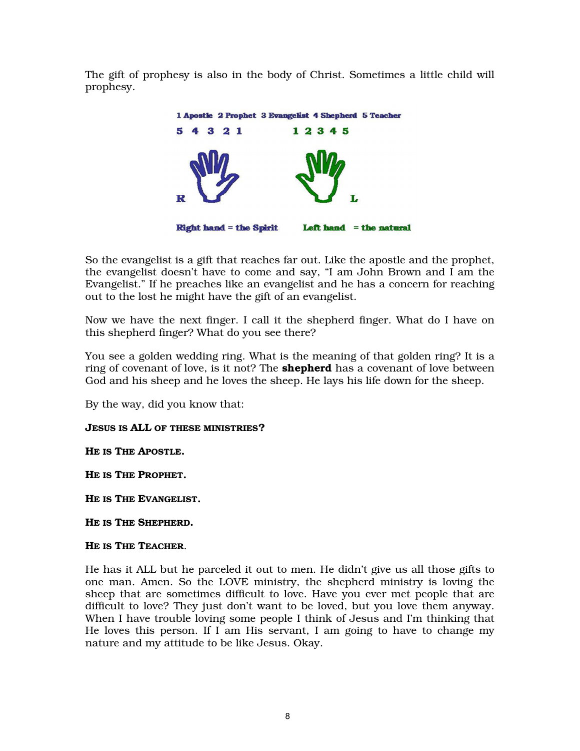The gift of prophesy is also in the body of Christ. Sometimes a little child will prophesy.

1 Apostle 2 Prophet 3 Evangelist 4 Shepherd 5 Teacher

5 4 3 2 1 &nbsp;&nbsp;&nbsp;&nbsp;&nbsp;&nbsp;&nbsp;&nbsp; 1 2 3 4 5

R &nbsp;&nbsp;&nbsp;&nbsp;&nbsp;&nbsp;&nbsp;&nbsp; L

Right hand = the Spirit &nbsp;&nbsp;&nbsp;&nbsp; Left hand = the natural

So the evangelist is a gift that reaches far out. Like the apostle and the prophet, the evangelist doesn't have to come and say, "I am John Brown and I am the Evangelist." If he preaches like an evangelist and he has a concern for reaching out to the lost he might have the gift of an evangelist.

Now we have the next finger. I call it the shepherd finger. What do I have on this shepherd finger? What do you see there?

You see a golden wedding ring. What is the meaning of that golden ring? It is a ring of covenant of love, is it not? The **shepherd** has a covenant of love between God and his sheep and he loves the sheep. He lays his life down for the sheep.

By the way, did you know that:

**JESUS IS ALL OF THESE MINISTRIES?**

**HE IS THE APOSTLE.**

**HE IS THE PROPHET.**

**HE IS THE EVANGELIST.**

**HE IS THE SHEPHERD.**

**HE IS THE TEACHER.**

He has it ALL but he parceled it out to men. He didn't give us all those gifts to one man. Amen. So the LOVE ministry, the shepherd ministry is loving the sheep that are sometimes difficult to love. Have you ever met people that are difficult to love? They just don't want to be loved, but you love them anyway. When I have trouble loving some people I think of Jesus and I'm thinking that He loves this person. If I am His servant, I am going to have to change my nature and my attitude to be like Jesus. Okay.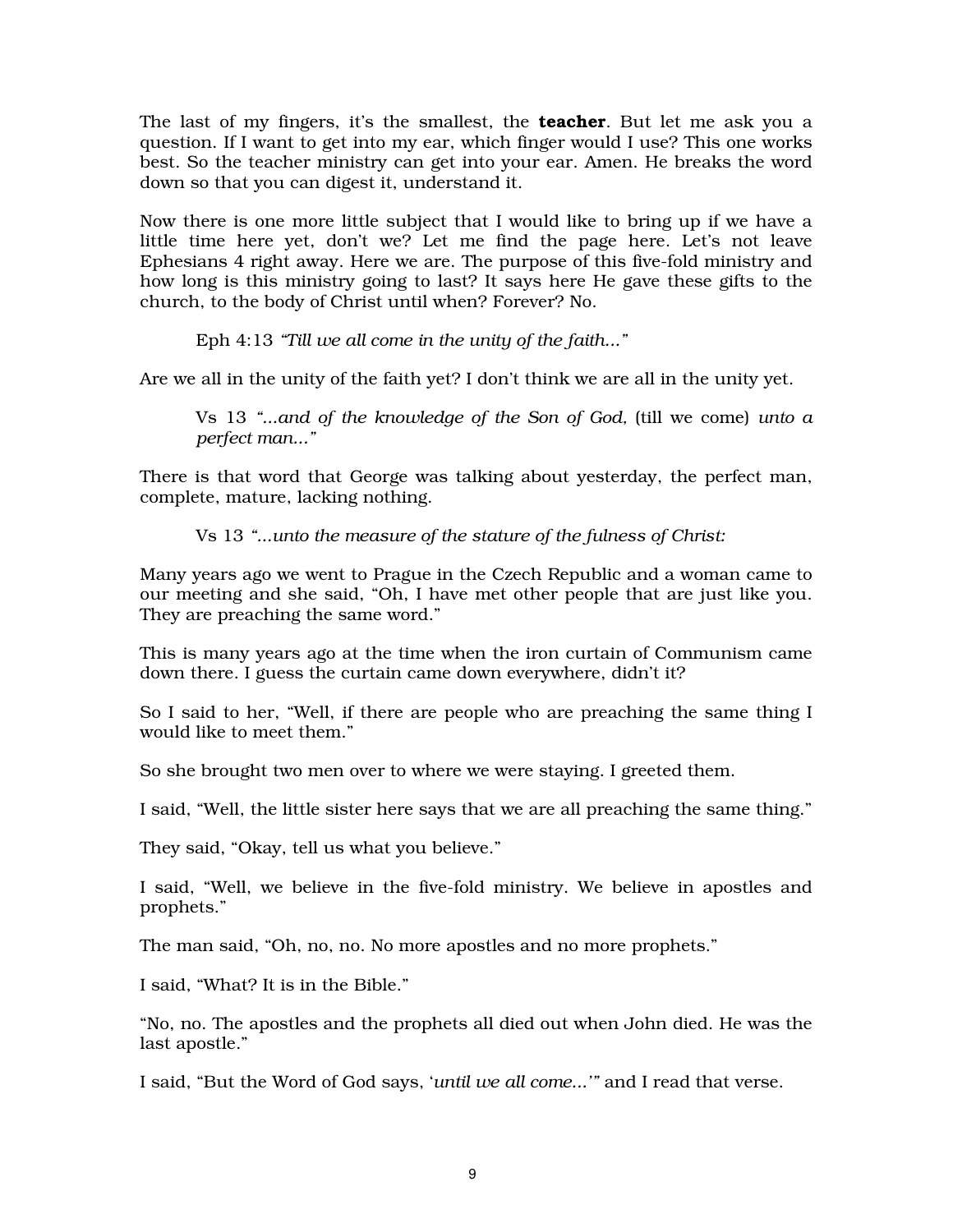The last of my fingers, it's the smallest, the **teacher**. But let me ask you a question. If I want to get into my ear, which finger would I use? This one works best. So the teacher ministry can get into your ear. Amen. He breaks the word down so that you can digest it, understand it.

Now there is one more little subject that I would like to bring up if we have a little time here yet, don't we? Let me find the page here. Let's not leave Ephesians 4 right away. Here we are. The purpose of this five-fold ministry and how long is this ministry going to last? It says here He gave these gifts to the church, to the body of Christ until when? Forever? No.

> Eph 4:13 *"Till we all come in the unity of the faith..."*

Are we all in the unity of the faith yet? I don't think we are all in the unity yet.

> Vs 13 *"...and of the knowledge of the Son of God,* (till we come) *unto a perfect man..."*

There is that word that George was talking about yesterday, the perfect man, complete, mature, lacking nothing.

> Vs 13 *"...unto the measure of the stature of the fulness of Christ:*

Many years ago we went to Prague in the Czech Republic and a woman came to our meeting and she said, "Oh, I have met other people that are just like you. They are preaching the same word."

This is many years ago at the time when the iron curtain of Communism came down there. I guess the curtain came down everywhere, didn't it?

So I said to her, "Well, if there are people who are preaching the same thing I would like to meet them."

So she brought two men over to where we were staying. I greeted them.

I said, "Well, the little sister here says that we are all preaching the same thing."

They said, "Okay, tell us what you believe."

I said, "Well, we believe in the five-fold ministry. We believe in apostles and prophets."

The man said, "Oh, no, no. No more apostles and no more prophets."

I said, "What? It is in the Bible."

"No, no. The apostles and the prophets all died out when John died. He was the last apostle."

I said, "But the Word of God says, '*until we all come...*'" and I read that verse.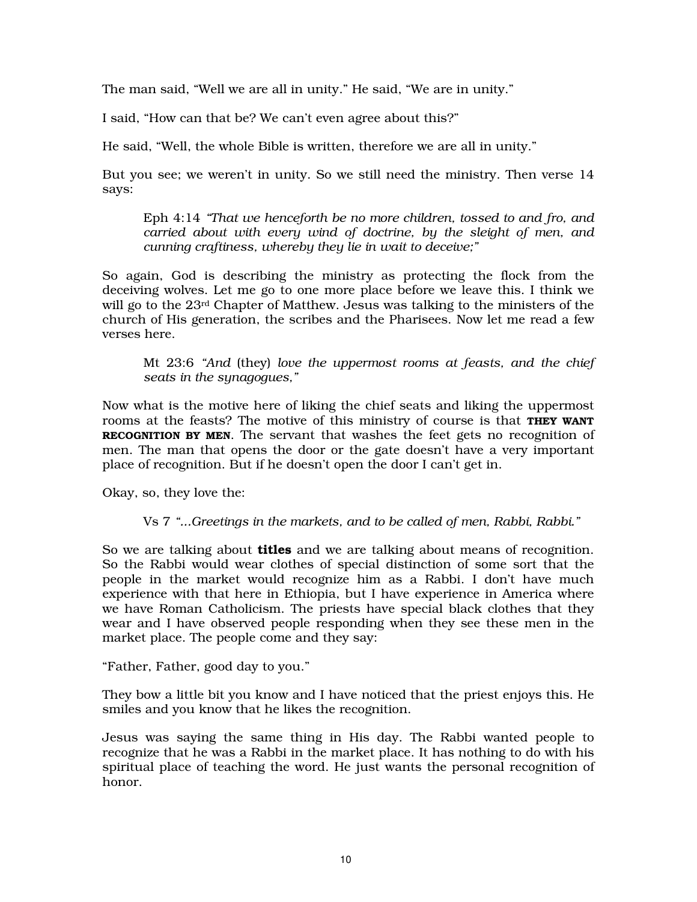The man said, "Well we are all in unity." He said, "We are in unity."

I said, "How can that be? We can't even agree about this?"

He said, "Well, the whole Bible is written, therefore we are all in unity."

But you see; we weren't in unity. So we still need the ministry. Then verse 14 says:

> Eph 4:14 *"That we henceforth be no more children, tossed to and fro, and carried about with every wind of doctrine, by the sleight of men, and cunning craftiness, whereby they lie in wait to deceive;"*

So again, God is describing the ministry as protecting the flock from the deceiving wolves. Let me go to one more place before we leave this. I think we will go to the 23rd Chapter of Matthew. Jesus was talking to the ministers of the church of His generation, the scribes and the Pharisees. Now let me read a few verses here.

> Mt 23:6 *"And* (they) *love the uppermost rooms at feasts, and the chief seats in the synagogues,"*

Now what is the motive here of liking the chief seats and liking the uppermost rooms at the feasts? The motive of this ministry of course is that **THEY WANT RECOGNITION BY MEN**. The servant that washes the feet gets no recognition of men. The man that opens the door or the gate doesn't have a very important place of recognition. But if he doesn't open the door I can't get in.

Okay, so, they love the:

> Vs 7 *"...Greetings in the markets, and to be called of men, Rabbi, Rabbi."*

So we are talking about **titles** and we are talking about means of recognition. So the Rabbi would wear clothes of special distinction of some sort that the people in the market would recognize him as a Rabbi. I don't have much experience with that here in Ethiopia, but I have experience in America where we have Roman Catholicism. The priests have special black clothes that they wear and I have observed people responding when they see these men in the market place. The people come and they say:

"Father, Father, good day to you."

They bow a little bit you know and I have noticed that the priest enjoys this. He smiles and you know that he likes the recognition.

Jesus was saying the same thing in His day. The Rabbi wanted people to recognize that he was a Rabbi in the market place. It has nothing to do with his spiritual place of teaching the word. He just wants the personal recognition of honor.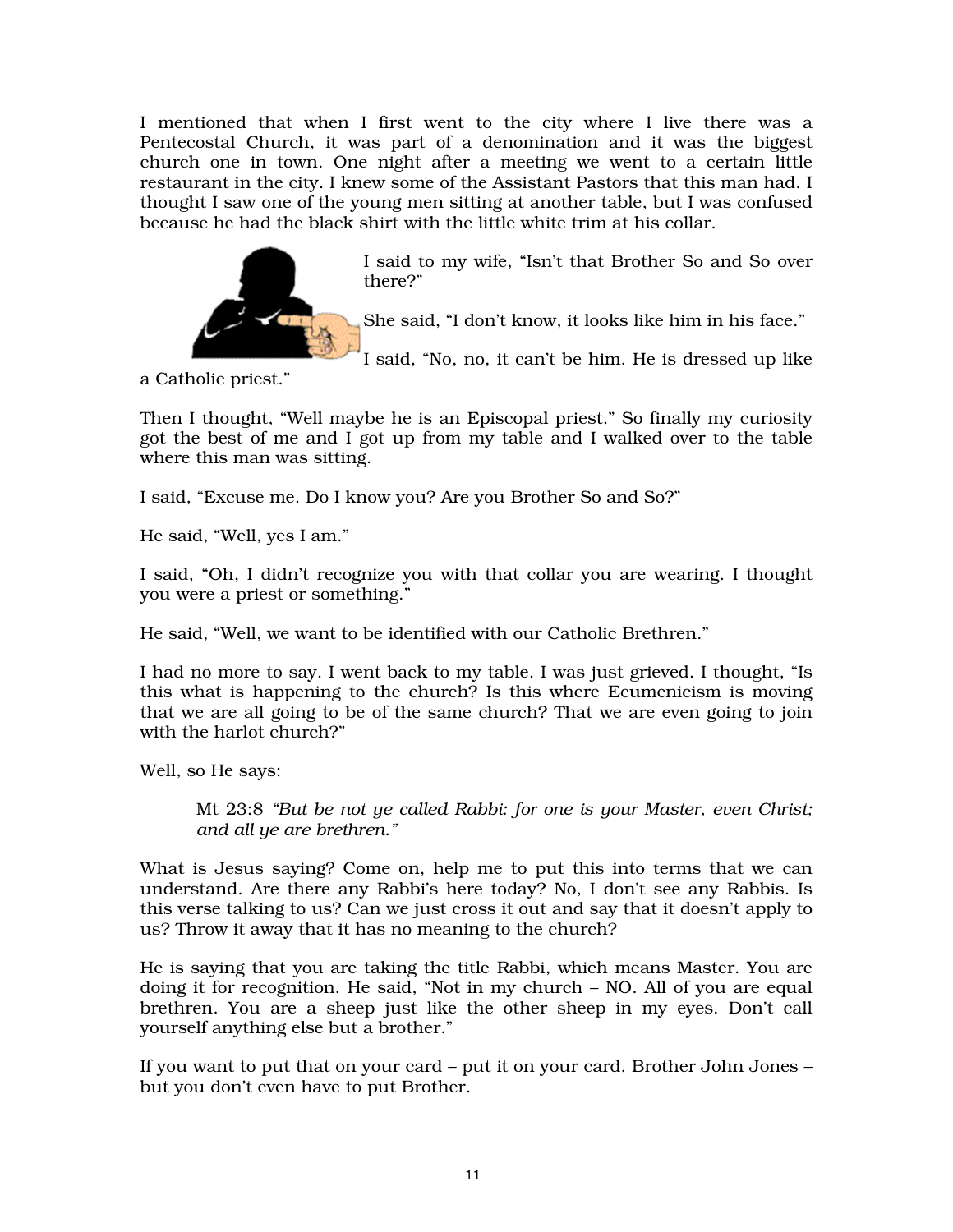I mentioned that when I first went to the city where I live there was a Pentecostal Church, it was part of a denomination and it was the biggest church one in town. One night after a meeting we went to a certain little restaurant in the city. I knew some of the Assistant Pastors that this man had. I thought I saw one of the young men sitting at another table, but I was confused because he had the black shirt with the little white trim at his collar.

I said to my wife, "Isn't that Brother So and So over there?"

She said, "I don't know, it looks like him in his face."

I said, "No, no, it can't be him. He is dressed up like a Catholic priest."

Then I thought, "Well maybe he is an Episcopal priest." So finally my curiosity got the best of me and I got up from my table and I walked over to the table where this man was sitting.

I said, "Excuse me. Do I know you? Are you Brother So and So?"

He said, "Well, yes I am."

I said, "Oh, I didn't recognize you with that collar you are wearing. I thought you were a priest or something."

He said, "Well, we want to be identified with our Catholic Brethren."

I had no more to say. I went back to my table. I was just grieved. I thought, "Is this what is happening to the church? Is this where Ecumenicism is moving that we are all going to be of the same church? That we are even going to join with the harlot church?"

Well, so He says:

> Mt 23:8 *"But be not ye called Rabbi: for one is your Master, even Christ; and all ye are brethren."*

What is Jesus saying? Come on, help me to put this into terms that we can understand. Are there any Rabbi's here today? No, I don't see any Rabbis. Is this verse talking to us? Can we just cross it out and say that it doesn't apply to us? Throw it away that it has no meaning to the church?

He is saying that you are taking the title Rabbi, which means Master. You are doing it for recognition. He said, "Not in my church – NO. All of you are equal brethren. You are a sheep just like the other sheep in my eyes. Don't call yourself anything else but a brother."

If you want to put that on your card – put it on your card. Brother John Jones – but you don't even have to put Brother.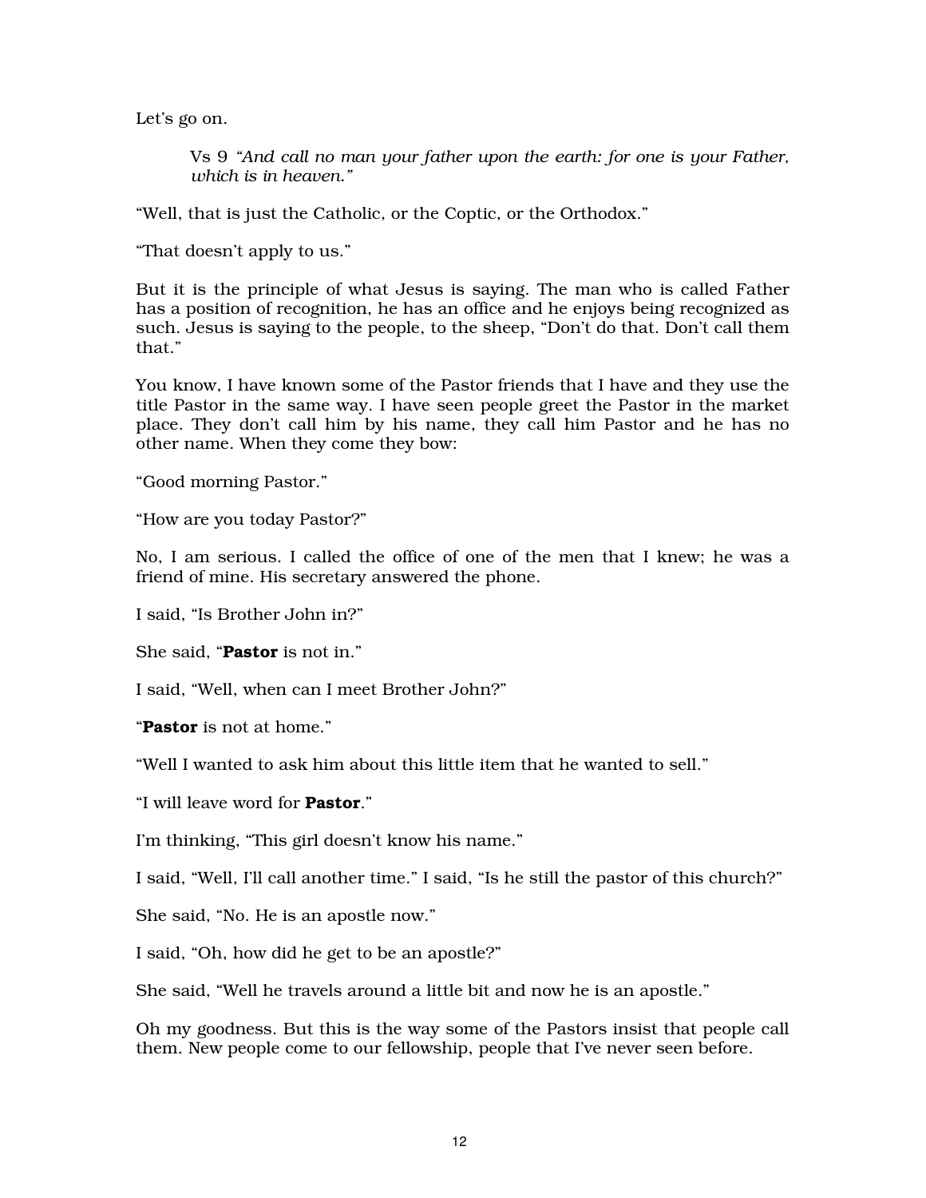Let's go on.

> Vs 9 *"And call no man your father upon the earth: for one is your Father, which is in heaven."*

"Well, that is just the Catholic, or the Coptic, or the Orthodox."

"That doesn't apply to us."

But it is the principle of what Jesus is saying. The man who is called Father has a position of recognition, he has an office and he enjoys being recognized as such. Jesus is saying to the people, to the sheep, "Don't do that. Don't call them that."

You know, I have known some of the Pastor friends that I have and they use the title Pastor in the same way. I have seen people greet the Pastor in the market place. They don't call him by his name, they call him Pastor and he has no other name. When they come they bow:

"Good morning Pastor."

"How are you today Pastor?"

No, I am serious. I called the office of one of the men that I knew; he was a friend of mine. His secretary answered the phone.

I said, "Is Brother John in?"

She said, "**Pastor** is not in."

I said, "Well, when can I meet Brother John?"

"**Pastor** is not at home."

"Well I wanted to ask him about this little item that he wanted to sell."

"I will leave word for **Pastor**."

I'm thinking, "This girl doesn't know his name."

I said, "Well, I'll call another time." I said, "Is he still the pastor of this church?"

She said, "No. He is an apostle now."

I said, "Oh, how did he get to be an apostle?"

She said, "Well he travels around a little bit and now he is an apostle."

Oh my goodness. But this is the way some of the Pastors insist that people call them. New people come to our fellowship, people that I've never seen before.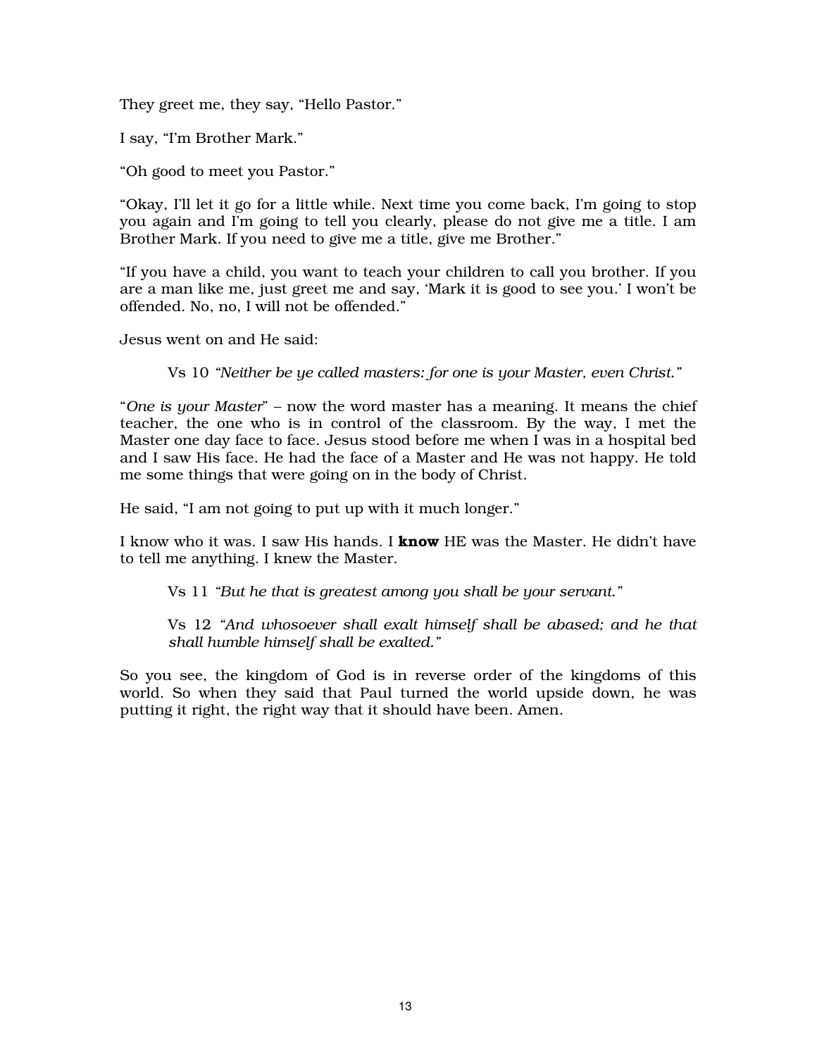They greet me, they say, “Hello Pastor.”

I say, “I’m Brother Mark.”

“Oh good to meet you Pastor.”

“Okay, I’ll let it go for a little while. Next time you come back, I’m going to stop you again and I’m going to tell you clearly, please do not give me a title. I am Brother Mark. If you need to give me a title, give me Brother.”

“If you have a child, you want to teach your children to call you brother. If you are a man like me, just greet me and say, ‘Mark it is good to see you.’ I won’t be offended. No, no, I will not be offended.”

Jesus went on and He said:

> Vs 10 *“Neither be ye called masters: for one is your Master, even Christ.”*

“*One is your Master*” – now the word master has a meaning. It means the chief teacher, the one who is in control of the classroom. By the way, I met the Master one day face to face. Jesus stood before me when I was in a hospital bed and I saw His face. He had the face of a Master and He was not happy. He told me some things that were going on in the body of Christ.

He said, “I am not going to put up with it much longer.”

I know who it was. I saw His hands. I **know** HE was the Master. He didn’t have to tell me anything. I knew the Master.

> Vs 11 *“But he that is greatest among you shall be your servant.”*
>
> Vs 12 *“And whosoever shall exalt himself shall be abased; and he that shall humble himself shall be exalted.”*

So you see, the kingdom of God is in reverse order of the kingdoms of this world. So when they said that Paul turned the world upside down, he was putting it right, the right way that it should have been. Amen.